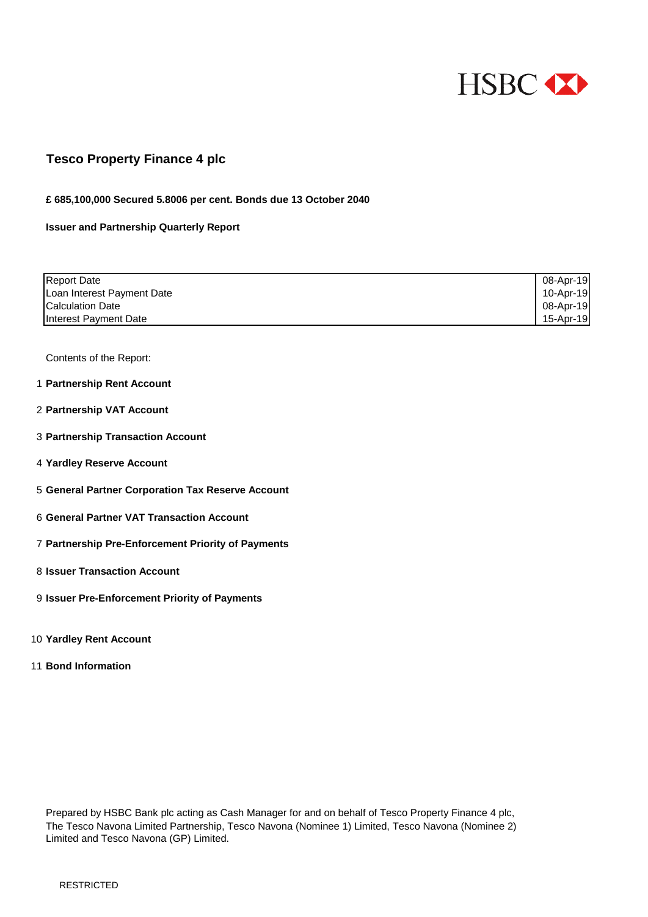HSBC

# Tesco Property Finance 4 plc

**£ 685,100,000 Secured 5.8006 per cent. Bonds due 13 October 2040**

**Issuer and Partnership Quarterly Report**

| | |
|---|---|
| Report Date | 08-Apr-19 |
| Loan Interest Payment Date | 10-Apr-19 |
| Calculation Date | 08-Apr-19 |
| Interest Payment Date | 15-Apr-19 |

Contents of the Report:

1. **Partnership Rent Account**
2. **Partnership VAT Account**
3. **Partnership Transaction Account**
4. **Yardley Reserve Account**
5. **General Partner Corporation Tax Reserve Account**
6. **General Partner VAT Transaction Account**
7. **Partnership Pre-Enforcement Priority of Payments**
8. **Issuer Transaction Account**
9. **Issuer Pre-Enforcement Priority of Payments**
10. **Yardley Rent Account**
11. **Bond Information**

Prepared by HSBC Bank plc acting as Cash Manager for and on behalf of Tesco Property Finance 4 plc, The Tesco Navona Limited Partnership, Tesco Navona (Nominee 1) Limited, Tesco Navona (Nominee 2) Limited and Tesco Navona (GP) Limited.

RESTRICTED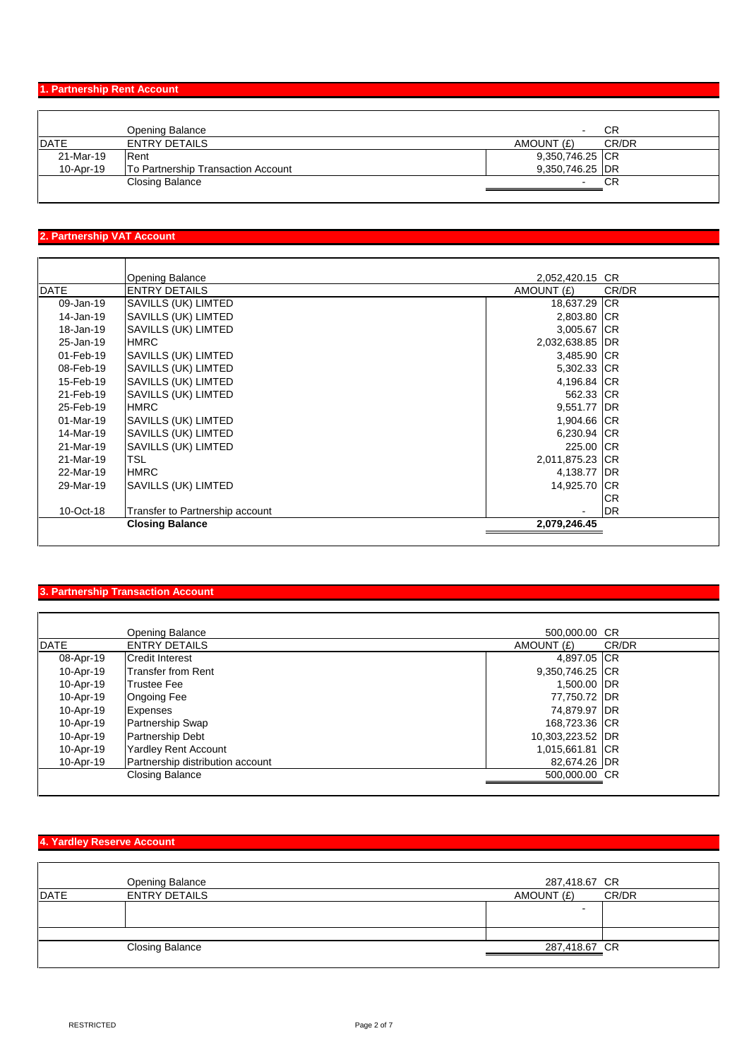## 1. Partnership Rent Account

| DATE | ENTRY DETAILS | AMOUNT (£) | CR/DR |
|---|---|---|---|
| | Opening Balance | - | CR |
| 21-Mar-19 | Rent | 9,350,746.25 | CR |
| 10-Apr-19 | To Partnership Transaction Account | 9,350,746.25 | DR |
| | Closing Balance | - | CR |

## 2. Partnership VAT Account

| DATE | ENTRY DETAILS | AMOUNT (£) | CR/DR |
|---|---|---|---|
| | Opening Balance | 2,052,420.15 | CR |
| 09-Jan-19 | SAVILLS (UK) LIMTED | 18,637.29 | CR |
| 14-Jan-19 | SAVILLS (UK) LIMTED | 2,803.80 | CR |
| 18-Jan-19 | SAVILLS (UK) LIMTED | 3,005.67 | CR |
| 25-Jan-19 | HMRC | 2,032,638.85 | DR |
| 01-Feb-19 | SAVILLS (UK) LIMTED | 3,485.90 | CR |
| 08-Feb-19 | SAVILLS (UK) LIMTED | 5,302.33 | CR |
| 15-Feb-19 | SAVILLS (UK) LIMTED | 4,196.84 | CR |
| 21-Feb-19 | SAVILLS (UK) LIMTED | 562.33 | CR |
| 25-Feb-19 | HMRC | 9,551.77 | DR |
| 01-Mar-19 | SAVILLS (UK) LIMTED | 1,904.66 | CR |
| 14-Mar-19 | SAVILLS (UK) LIMTED | 6,230.94 | CR |
| 21-Mar-19 | SAVILLS (UK) LIMTED | 225.00 | CR |
| 21-Mar-19 | TSL | 2,011,875.23 | CR |
| 22-Mar-19 | HMRC | 4,138.77 | DR |
| 29-Mar-19 | SAVILLS (UK) LIMTED | 14,925.70 | CR |
| | | | CR |
| 10-Oct-18 | Transfer to Partnership account | - | DR |
| | **Closing Balance** | **2,079,246.45** | |

## 3. Partnership Transaction Account

| DATE | ENTRY DETAILS | AMOUNT (£) | CR/DR |
|---|---|---|---|
| | Opening Balance | 500,000.00 | CR |
| 08-Apr-19 | Credit Interest | 4,897.05 | CR |
| 10-Apr-19 | Transfer from Rent | 9,350,746.25 | CR |
| 10-Apr-19 | Trustee Fee | 1,500.00 | DR |
| 10-Apr-19 | Ongoing Fee | 77,750.72 | DR |
| 10-Apr-19 | Expenses | 74,879.97 | DR |
| 10-Apr-19 | Partnership Swap | 168,723.36 | CR |
| 10-Apr-19 | Partnership Debt | 10,303,223.52 | DR |
| 10-Apr-19 | Yardley Rent Account | 1,015,661.81 | CR |
| 10-Apr-19 | Partnership distribution account | 82,674.26 | DR |
| | Closing Balance | 500,000.00 | CR |

## 4. Yardley Reserve Account

| DATE | ENTRY DETAILS | AMOUNT (£) | CR/DR |
|---|---|---|---|
| | Opening Balance | 287,418.67 | CR |
| | | - | |
| | | | |
| | Closing Balance | 287,418.67 | CR |

RESTRICTED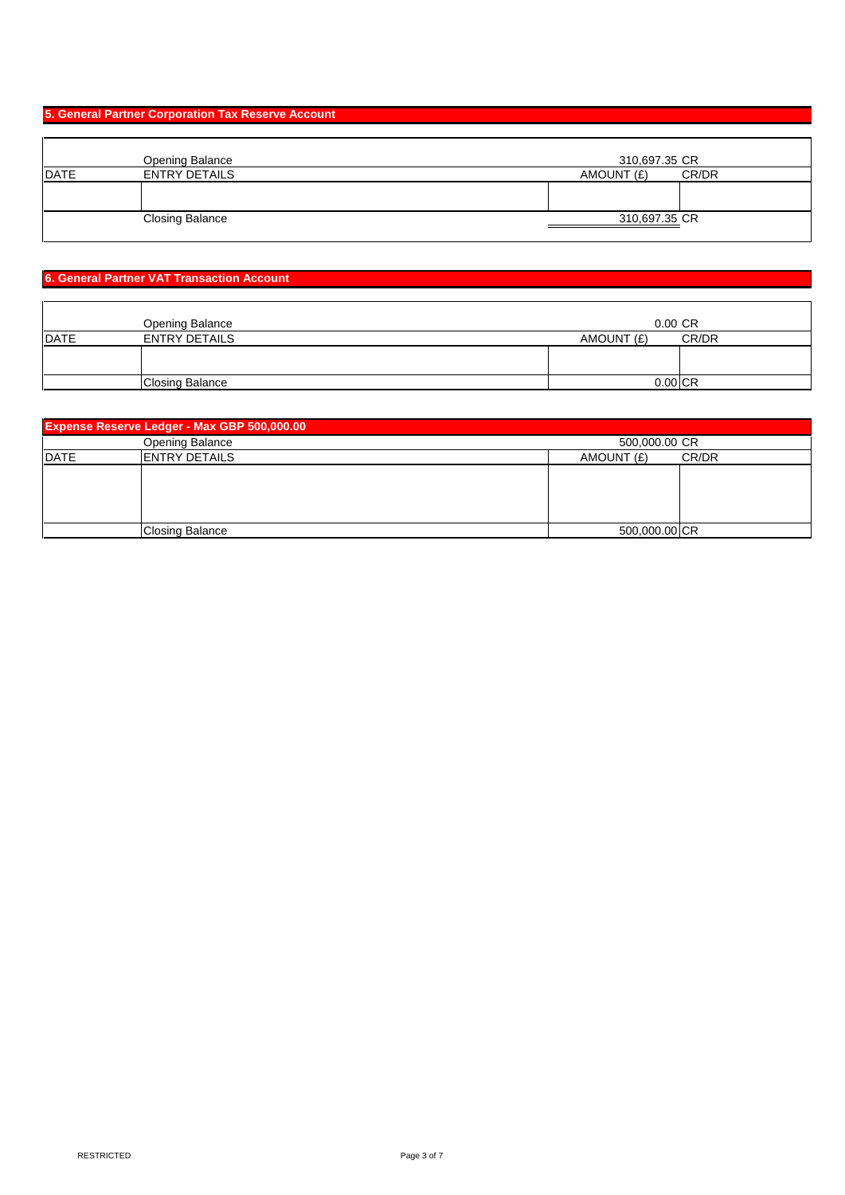## 5. General Partner Corporation Tax Reserve Account

| | Opening Balance | 310,697.35 CR | |
|---|---|---|---|
| DATE | ENTRY DETAILS | AMOUNT (£) | CR/DR |
| | | | |
| | Closing Balance | 310,697.35 CR | |

## 6. General Partner VAT Transaction Account

| | Opening Balance | 0.00 CR | |
|---|---|---|---|
| DATE | ENTRY DETAILS | AMOUNT (£) | CR/DR |
| | | | |
| | Closing Balance | 0.00 | CR |

## Expense Reserve Ledger - Max GBP 500,000.00

| | Opening Balance | 500,000.00 CR | |
|---|---|---|---|
| DATE | ENTRY DETAILS | AMOUNT (£) | CR/DR |
| | | | |
| | Closing Balance | 500,000.00 | CR |

RESTRICTED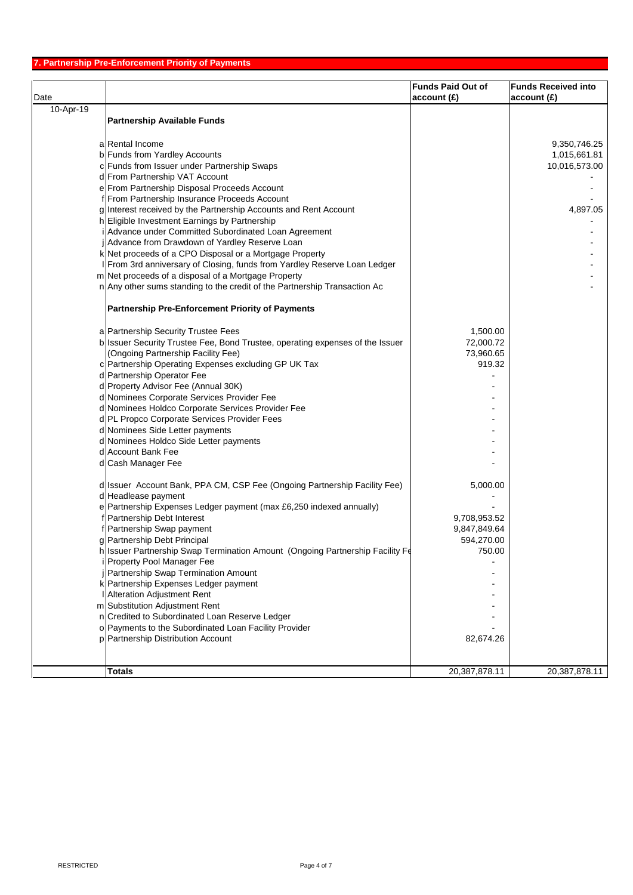## 7. Partnership Pre-Enforcement Priority of Payments

| Date | | | Funds Paid Out of account (£) | Funds Received into account (£) |
|---|---|---|---|---|
| 10-Apr-19 | | **Partnership Available Funds** | | |
| | a | Rental Income | | 9,350,746.25 |
| | b | Funds from Yardley Accounts | | 1,015,661.81 |
| | c | Funds from Issuer under Partnership Swaps | | 10,016,573.00 |
| | d | From Partnership VAT Account | | - |
| | e | From Partnership Disposal Proceeds Account | | - |
| | f | From Partnership Insurance Proceeds Account | | - |
| | g | Interest received by the Partnership Accounts and Rent Account | | 4,897.05 |
| | h | Eligible Investment Earnings by Partnership | | - |
| | i | Advance under Committed Subordinated Loan Agreement | | - |
| | j | Advance from Drawdown of Yardley Reserve Loan | | - |
| | k | Net proceeds of a CPO Disposal or a Mortgage Property | | - |
| | l | From 3rd anniversary of Closing, funds from Yardley Reserve Loan Ledger | | - |
| | m | Net proceeds of a disposal of a Mortgage Property | | - |
| | n | Any other sums standing to the credit of the Partnership Transaction Ac | | - |
| | | **Partnership Pre-Enforcement Priority of Payments** | | |
| | a | Partnership Security Trustee Fees | 1,500.00 | |
| | b | Issuer Security Trustee Fee, Bond Trustee, operating expenses of the Issuer | 72,000.72 | |
| | | (Ongoing Partnership Facility Fee) | 73,960.65 | |
| | c | Partnership Operating Expenses excluding GP UK Tax | 919.32 | |
| | d | Partnership Operator Fee | - | |
| | d | Property Advisor Fee (Annual 30K) | - | |
| | d | Nominees Corporate Services Provider Fee | - | |
| | d | Nominees Holdco Corporate Services Provider Fee | - | |
| | d | PL Propco Corporate Services Provider Fees | - | |
| | d | Nominees Side Letter payments | - | |
| | d | Nominees Holdco Side Letter payments | - | |
| | d | Account Bank Fee | - | |
| | d | Cash Manager Fee | - | |
| | d | Issuer Account Bank, PPA CM, CSP Fee (Ongoing Partnership Facility Fee) | 5,000.00 | |
| | d | Headlease payment | - | |
| | e | Partnership Expenses Ledger payment (max £6,250 indexed annually) | - | |
| | f | Partnership Debt Interest | 9,708,953.52 | |
| | f | Partnership Swap payment | 9,847,849.64 | |
| | g | Partnership Debt Principal | 594,270.00 | |
| | h | Issuer Partnership Swap Termination Amount (Ongoing Partnership Facility Fe | 750.00 | |
| | i | Property Pool Manager Fee | - | |
| | j | Partnership Swap Termination Amount | - | |
| | k | Partnership Expenses Ledger payment | - | |
| | l | Alteration Adjustment Rent | - | |
| | m | Substitution Adjustment Rent | - | |
| | n | Credited to Subordinated Loan Reserve Ledger | - | |
| | o | Payments to the Subordinated Loan Facility Provider | - | |
| | p | Partnership Distribution Account | 82,674.26 | |
| | | **Totals** | 20,387,878.11 | 20,387,878.11 |

RESTRICTED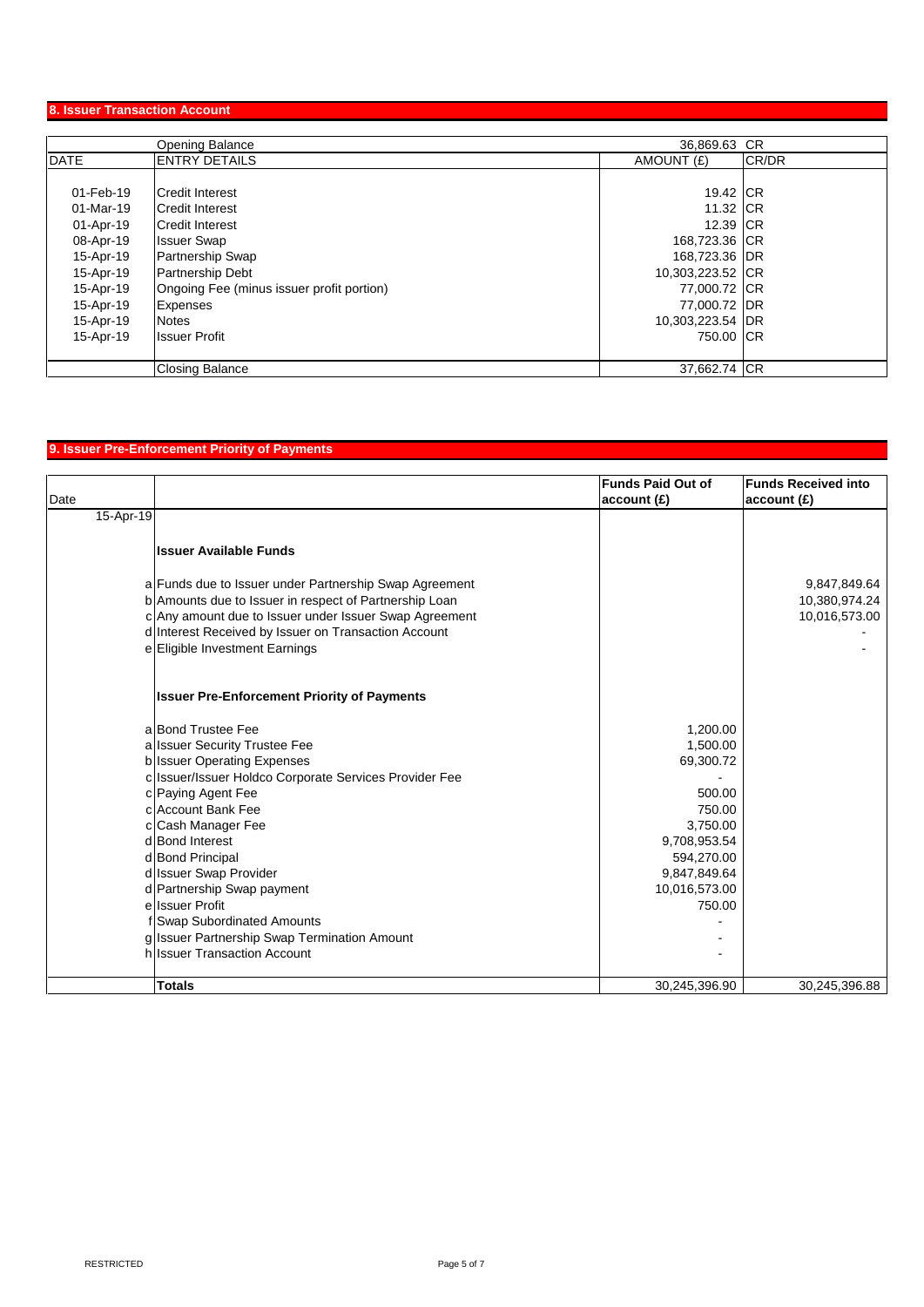## 8. Issuer Transaction Account

| DATE | ENTRY DETAILS | AMOUNT (£) | CR/DR |
|---|---|---|---|
| | Opening Balance | 36,869.63 | CR |
| 01-Feb-19 | Credit Interest | 19.42 | CR |
| 01-Mar-19 | Credit Interest | 11.32 | CR |
| 01-Apr-19 | Credit Interest | 12.39 | CR |
| 08-Apr-19 | Issuer Swap | 168,723.36 | CR |
| 15-Apr-19 | Partnership Swap | 168,723.36 | DR |
| 15-Apr-19 | Partnership Debt | 10,303,223.52 | CR |
| 15-Apr-19 | Ongoing Fee (minus issuer profit portion) | 77,000.72 | CR |
| 15-Apr-19 | Expenses | 77,000.72 | DR |
| 15-Apr-19 | Notes | 10,303,223.54 | DR |
| 15-Apr-19 | Issuer Profit | 750.00 | CR |
| | Closing Balance | 37,662.74 | CR |

## 9. Issuer Pre-Enforcement Priority of Payments

| Date | | | Funds Paid Out of account (£) | Funds Received into account (£) |
|---|---|---|---|---|
| 15-Apr-19 | | | | |
| | | **Issuer Available Funds** | | |
| | a | Funds due to Issuer under Partnership Swap Agreement | | 9,847,849.64 |
| | b | Amounts due to Issuer in respect of Partnership Loan | | 10,380,974.24 |
| | c | Any amount due to Issuer under Issuer Swap Agreement | | 10,016,573.00 |
| | d | Interest Received by Issuer on Transaction Account | | - |
| | e | Eligible Investment Earnings | | - |
| | | **Issuer Pre-Enforcement Priority of Payments** | | |
| | a | Bond Trustee Fee | 1,200.00 | |
| | a | Issuer Security Trustee Fee | 1,500.00 | |
| | b | Issuer Operating Expenses | 69,300.72 | |
| | c | Issuer/Issuer Holdco Corporate Services Provider Fee | - | |
| | c | Paying Agent Fee | 500.00 | |
| | c | Account Bank Fee | 750.00 | |
| | c | Cash Manager Fee | 3,750.00 | |
| | d | Bond Interest | 9,708,953.54 | |
| | d | Bond Principal | 594,270.00 | |
| | d | Issuer Swap Provider | 9,847,849.64 | |
| | d | Partnership Swap payment | 10,016,573.00 | |
| | e | Issuer Profit | 750.00 | |
| | f | Swap Subordinated Amounts | - | |
| | g | Issuer Partnership Swap Termination Amount | - | |
| | h | Issuer Transaction Account | - | |
| | | **Totals** | 30,245,396.90 | 30,245,396.88 |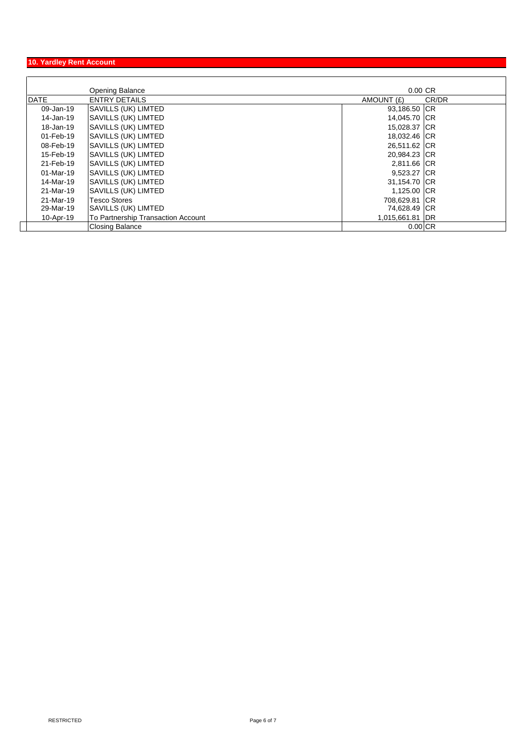## 10. Yardley Rent Account

| DATE | ENTRY DETAILS | AMOUNT (£) | CR/DR |
|---|---|---|---|
| | Opening Balance | 0.00 | CR |
| 09-Jan-19 | SAVILLS (UK) LIMTED | 93,186.50 | CR |
| 14-Jan-19 | SAVILLS (UK) LIMTED | 14,045.70 | CR |
| 18-Jan-19 | SAVILLS (UK) LIMTED | 15,028.37 | CR |
| 01-Feb-19 | SAVILLS (UK) LIMTED | 18,032.46 | CR |
| 08-Feb-19 | SAVILLS (UK) LIMTED | 26,511.62 | CR |
| 15-Feb-19 | SAVILLS (UK) LIMTED | 20,984.23 | CR |
| 21-Feb-19 | SAVILLS (UK) LIMTED | 2,811.66 | CR |
| 01-Mar-19 | SAVILLS (UK) LIMTED | 9,523.27 | CR |
| 14-Mar-19 | SAVILLS (UK) LIMTED | 31,154.70 | CR |
| 21-Mar-19 | SAVILLS (UK) LIMTED | 1,125.00 | CR |
| 21-Mar-19 | Tesco Stores | 708,629.81 | CR |
| 29-Mar-19 | SAVILLS (UK) LIMTED | 74,628.49 | CR |
| 10-Apr-19 | To Partnership Transaction Account | 1,015,661.81 | DR |
| | Closing Balance | 0.00 | CR |

RESTRICTED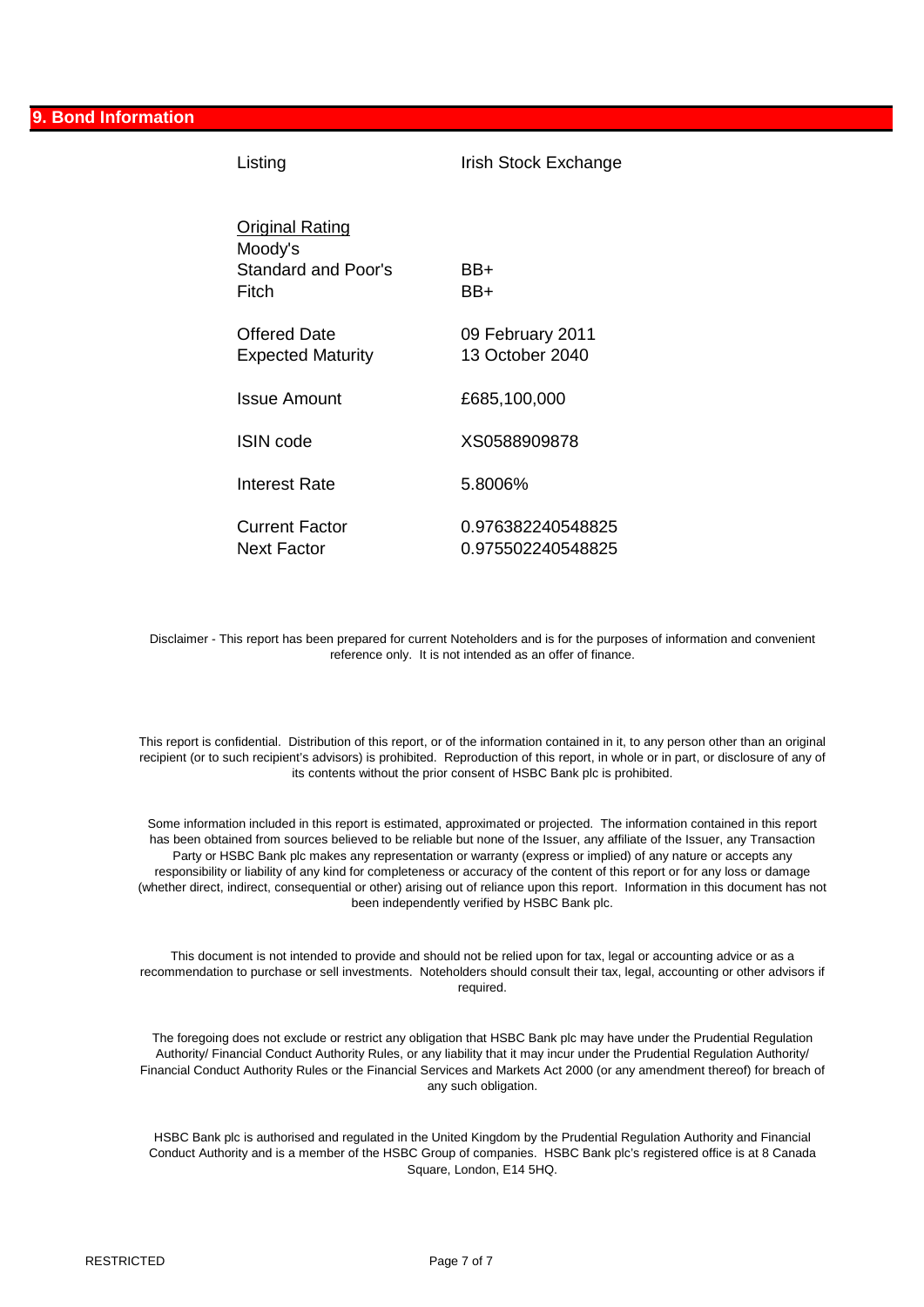## 9. Bond Information

| | |
|---|---|
| Listing | Irish Stock Exchange |
| Original Rating | |
| Moody's | |
| Standard and Poor's | BB+ |
| Fitch | BB+ |
| Offered Date | 09 February 2011 |
| Expected Maturity | 13 October 2040 |
| Issue Amount | £685,100,000 |
| ISIN code | XS0588909878 |
| Interest Rate | 5.8006% |
| Current Factor | 0.976382240548825 |
| Next Factor | 0.975502240548825 |

Disclaimer - This report has been prepared for current Noteholders and is for the purposes of information and convenient reference only. It is not intended as an offer of finance.

This report is confidential. Distribution of this report, or of the information contained in it, to any person other than an original recipient (or to such recipient's advisors) is prohibited. Reproduction of this report, in whole or in part, or disclosure of any of its contents without the prior consent of HSBC Bank plc is prohibited.

Some information included in this report is estimated, approximated or projected. The information contained in this report has been obtained from sources believed to be reliable but none of the Issuer, any affiliate of the Issuer, any Transaction Party or HSBC Bank plc makes any representation or warranty (express or implied) of any nature or accepts any responsibility or liability of any kind for completeness or accuracy of the content of this report or for any loss or damage (whether direct, indirect, consequential or other) arising out of reliance upon this report. Information in this document has not been independently verified by HSBC Bank plc.

This document is not intended to provide and should not be relied upon for tax, legal or accounting advice or as a recommendation to purchase or sell investments. Noteholders should consult their tax, legal, accounting or other advisors if required.

The foregoing does not exclude or restrict any obligation that HSBC Bank plc may have under the Prudential Regulation Authority/ Financial Conduct Authority Rules, or any liability that it may incur under the Prudential Regulation Authority/ Financial Conduct Authority Rules or the Financial Services and Markets Act 2000 (or any amendment thereof) for breach of any such obligation.

HSBC Bank plc is authorised and regulated in the United Kingdom by the Prudential Regulation Authority and Financial Conduct Authority and is a member of the HSBC Group of companies. HSBC Bank plc's registered office is at 8 Canada Square, London, E14 5HQ.

RESTRICTED